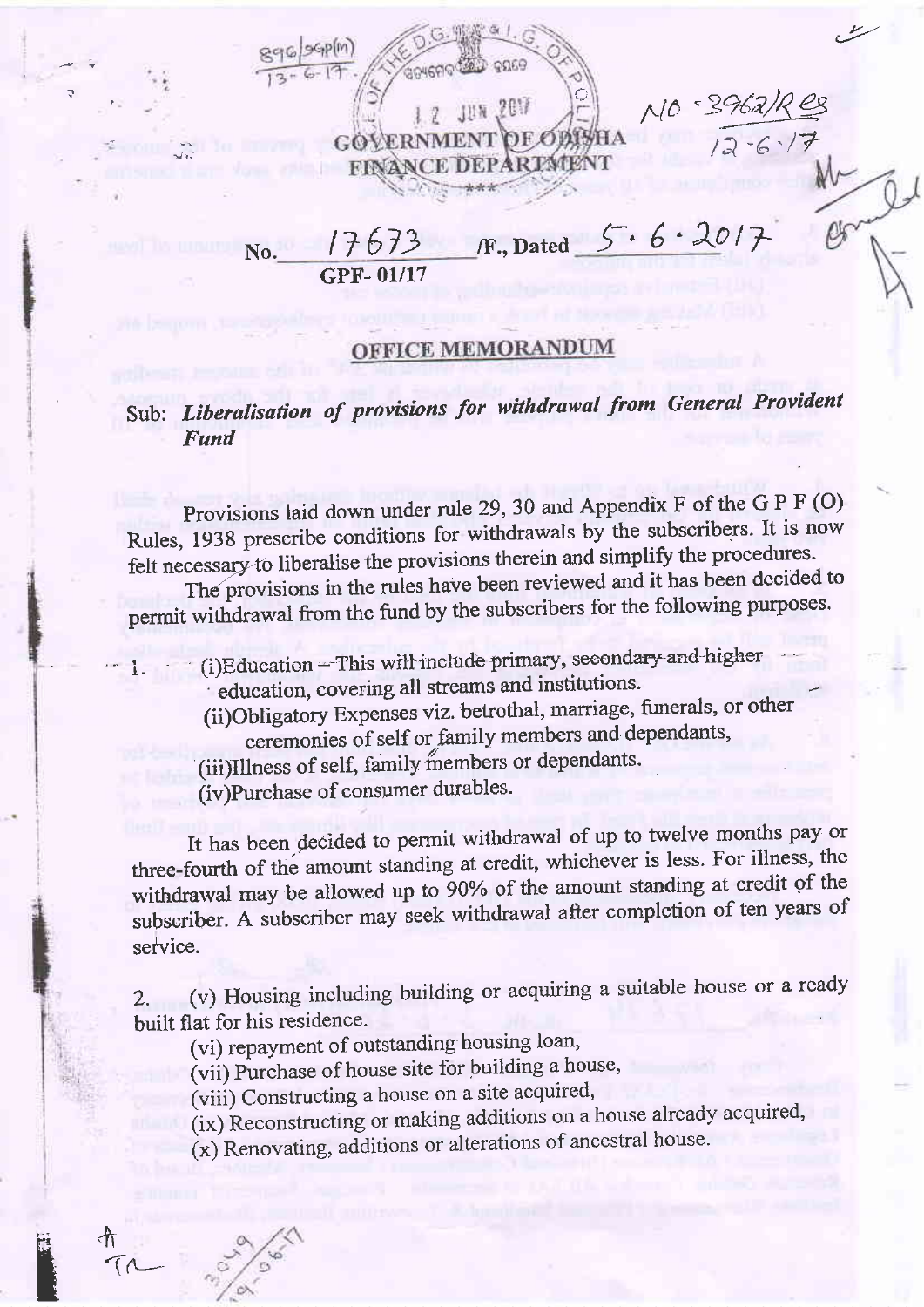# GOVERNMENT OF ODISHA
## FINANCE DEPARTMENT

\*\*\*

No. 17673 /F., Dated 5.6.2017

GPF- 01/17

## OFFICE MEMORANDUM

Sub: ***Liberalisation of provisions for withdrawal from General Provident Fund***

Provisions laid down under rule 29, 30 and Appendix F of the G P F (O) Rules, 1938 prescribe conditions for withdrawals by the subscribers. It is now felt necessary to liberalise the provisions therein and simplify the procedures.

The provisions in the rules have been reviewed and it has been decided to permit withdrawal from the fund by the subscribers for the following purposes.

1. (i)Education – This will include primary, secondary and higher education, covering all streams and institutions.
   (ii)Obligatory Expenses viz. betrothal, marriage, funerals, or other ceremonies of self or family members and dependants,
   (iii)Illness of self, family members or dependants.
   (iv)Purchase of consumer durables.

It has been decided to permit withdrawal of up to twelve months pay or three-fourth of the amount standing at credit, whichever is less. For illness, the withdrawal may be allowed up to 90% of the amount standing at credit of the subscriber. A subscriber may seek withdrawal after completion of ten years of service.

2. (v) Housing including building or acquiring a suitable house or a ready built flat for his residence.
   (vi) repayment of outstanding housing loan,
   (vii) Purchase of house site for building a house,
   (viii) Constructing a house on a site acquired,
   (ix) Reconstructing or making additions on a house already acquired,
   (x) Renovating, additions or alterations of ancestral house.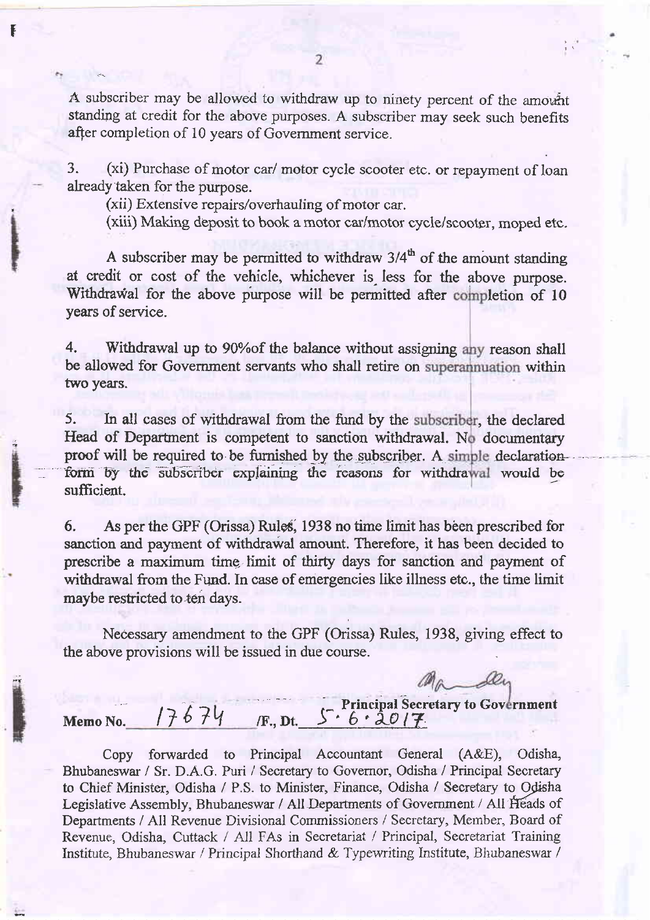A subscriber may be allowed to withdraw up to ninety percent of the amount standing at credit for the above purposes. A subscriber may seek such benefits after completion of 10 years of Government service.

3. (xi) Purchase of motor car/ motor cycle scooter etc. or repayment of loan already taken for the purpose.

(xii) Extensive repairs/overhauling of motor car.

(xiii) Making deposit to book a motor car/motor cycle/scooter, moped etc.

A subscriber may be permitted to withdraw 3/4[th] of the amount standing at credit or cost of the vehicle, whichever is less for the above purpose. Withdrawal for the above purpose will be permitted after completion of 10 years of service.

4. Withdrawal up to 90%of the balance without assigning any reason shall be allowed for Government servants who shall retire on superannuation within two years.

5. In all cases of withdrawal from the fund by the subscriber, the declared Head of Department is competent to sanction withdrawal. No documentary proof will be required to be furnished by the subscriber. A simple declaration form by the subscriber explaining the reasons for withdrawal would be sufficient.

6. As per the GPF (Orissa) Rules, 1938 no time limit has been prescribed for sanction and payment of withdrawal amount. Therefore, it has been decided to prescribe a maximum time limit of thirty days for sanction and payment of withdrawal from the Fund. In case of emergencies like illness etc., the time limit maybe restricted to ten days.

Necessary amendment to the GPF (Orissa) Rules, 1938, giving effect to the above provisions will be issued in due course.

**Principal Secretary to Government**

Memo No. 17674 /F., Dt. 5·6·2017

Copy forwarded to Principal Accountant General (A&E), Odisha, Bhubaneswar / Sr. D.A.G. Puri / Secretary to Governor, Odisha / Principal Secretary to Chief Minister, Odisha / P.S. to Minister, Finance, Odisha / Secretary to Odisha Legislative Assembly, Bhubaneswar / All Departments of Government / All Heads of Departments / All Revenue Divisional Commissioners / Secretary, Member, Board of Revenue, Odisha, Cuttack / All FAs in Secretariat / Principal, Secretariat Training Institute, Bhubaneswar / Principal Shorthand & Typewriting Institute, Bhubaneswar /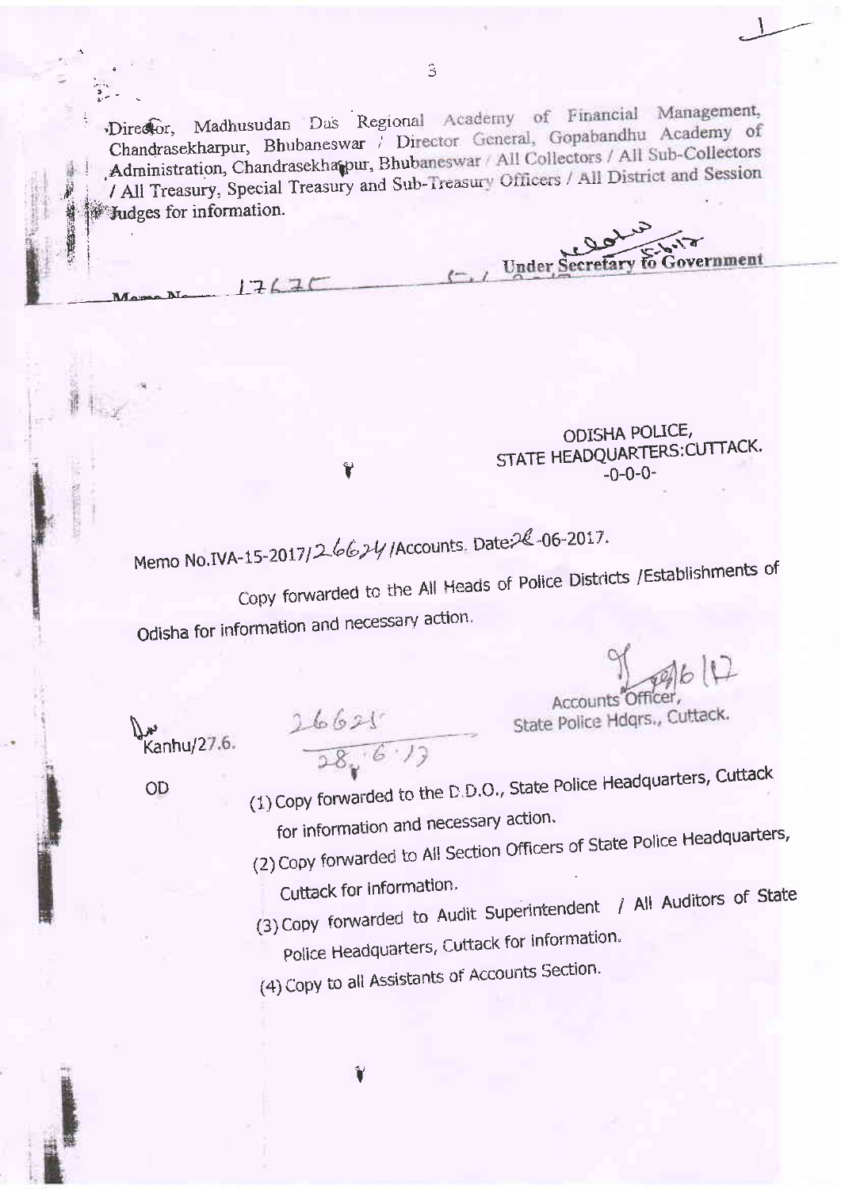Director, Madhusudan Das Regional Academy of Financial Management, Chandrasekharpur, Bhubaneswar / Director General, Gopabandhu Academy of Administration, Chandrasekharpur, Bhubaneswar / All Collectors / All Sub-Collectors / All Treasury, Special Treasury and Sub-Treasury Officers / All District and Session Judges for information.

Under Secretary to Government

Memo No. 17625

ODISHA POLICE,
STATE HEADQUARTERS:CUTTACK.
-0-0-0-

Memo No.IVA-15-2017/26624/Accounts. Date:28-06-2017.

Copy forwarded to the All Heads of Police Districts /Establishments of Odisha for information and necessary action.

Accounts Officer,
State Police Hdqrs., Cuttack.

Kanhu/27.6.

26625
28.6.17

OD

(1) Copy forwarded to the D.D.O., State Police Headquarters, Cuttack for information and necessary action.
(2) Copy forwarded to All Section Officers of State Police Headquarters, Cuttack for information.
(3) Copy forwarded to Audit Superintendent / All Auditors of State Police Headquarters, Cuttack for information.
(4) Copy to all Assistants of Accounts Section.